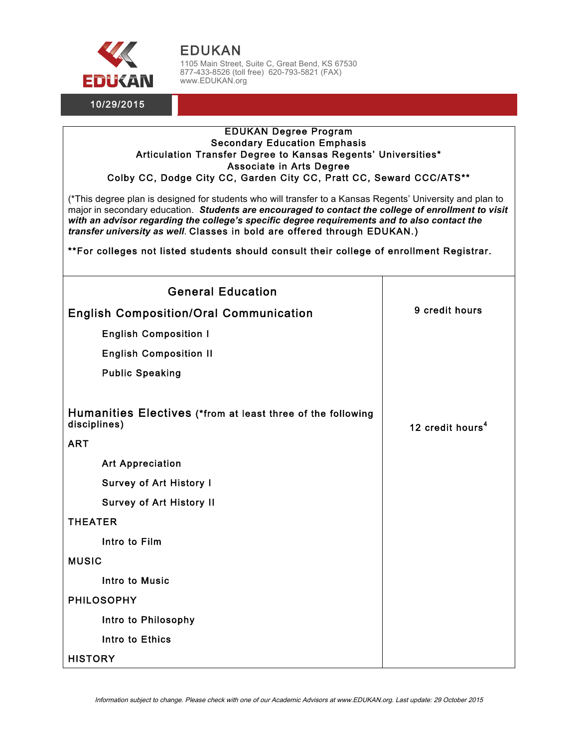# EDUKAN

1105 Main Street, Suite C, Great Bend, KS 67530
877-433-8526 (toll free) 620-793-5821 (FAX)
www.EDUKAN.org

10/29/2015

**EDUKAN Degree Program**
**Secondary Education Emphasis**
**Articulation Transfer Degree to Kansas Regents' Universities***
**Associate in Arts Degree**
**Colby CC, Dodge City CC, Garden City CC, Pratt CC, Seward CCC/ATS****

(*This degree plan is designed for students who will transfer to a Kansas Regents' University and plan to major in secondary education. ***Students are encouraged to contact the college of enrollment to visit with an advisor regarding the college's specific degree requirements and to also contact the transfer university as well***. **Classes in bold are offered through EDUKAN.**)

****For colleges not listed students should consult their college of enrollment Registrar.**

| General Education | |
|---|---|
| **English Composition/Oral Communication** | 9 credit hours |
| **English Composition I** | |
| **English Composition II** | |
| **Public Speaking** | |
| **Humanities Electives (*from at least three of the following disciplines)** | 12 credit hours[4] |
| **ART** | |
| **Art Appreciation** | |
| **Survey of Art History I** | |
| **Survey of Art History II** | |
| **THEATER** | |
| **Intro to Film** | |
| **MUSIC** | |
| **Intro to Music** | |
| **PHILOSOPHY** | |
| **Intro to Philosophy** | |
| **Intro to Ethics** | |
| **HISTORY** | |

*Information subject to change. Please check with one of our Academic Advisors at www.EDUKAN.org. Last update: 29 October 2015*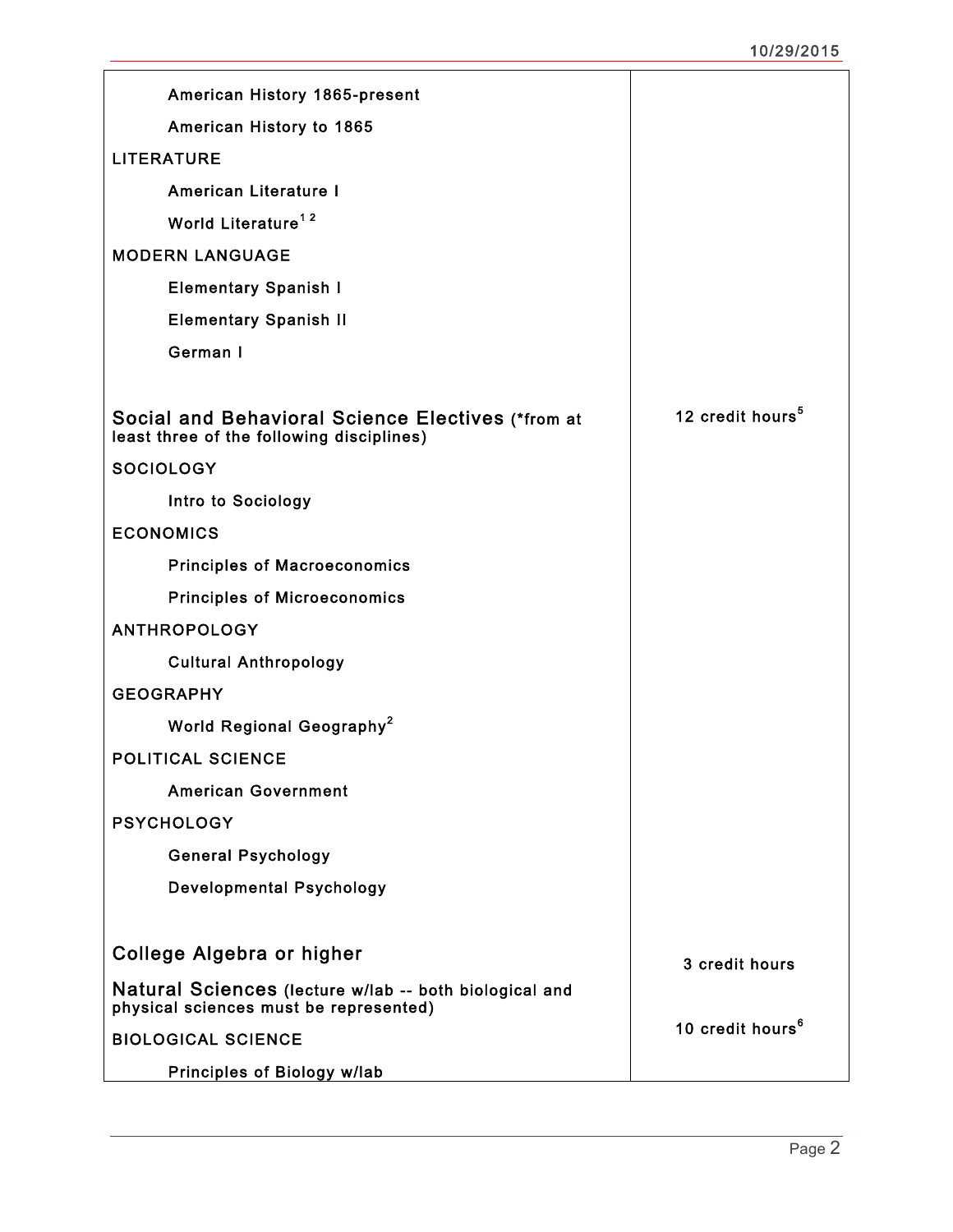| | |
|---|---|
| American History 1865-present | |
| American History to 1865 | |
| LITERATURE | |
| American Literature I | |
| World Literature[1 2] | |
| MODERN LANGUAGE | |
| Elementary Spanish I | |
| Elementary Spanish II | |
| German I | |
| | |
| **Social and Behavioral Science Electives** (*from at least three of the following disciplines) | 12 credit hours[5] |
| SOCIOLOGY | |
| Intro to Sociology | |
| ECONOMICS | |
| Principles of Macroeconomics | |
| Principles of Microeconomics | |
| ANTHROPOLOGY | |
| Cultural Anthropology | |
| GEOGRAPHY | |
| World Regional Geography[2] | |
| POLITICAL SCIENCE | |
| American Government | |
| PSYCHOLOGY | |
| General Psychology | |
| Developmental Psychology | |
| | |
| **College Algebra or higher** | 3 credit hours |
| **Natural Sciences** (lecture w/lab -- both biological and physical sciences must be represented) | 10 credit hours[6] |
| BIOLOGICAL SCIENCE | |
| Principles of Biology w/lab | |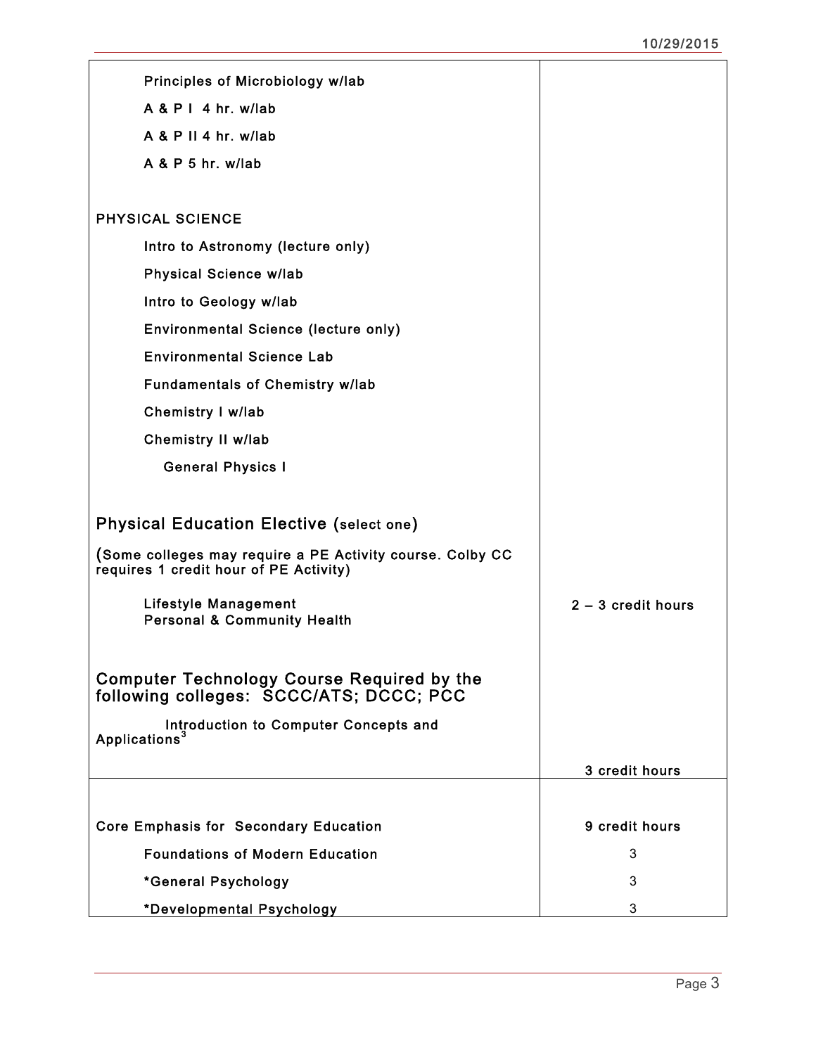| | |
|---|---|
| Principles of Microbiology w/lab | |
| A & P I 4 hr. w/lab | |
| A & P II 4 hr. w/lab | |
| A & P 5 hr. w/lab | |
| | |
| PHYSICAL SCIENCE | |
| Intro to Astronomy (lecture only) | |
| Physical Science w/lab | |
| Intro to Geology w/lab | |
| Environmental Science (lecture only) | |
| Environmental Science Lab | |
| Fundamentals of Chemistry w/lab | |
| Chemistry I w/lab | |
| Chemistry II w/lab | |
| General Physics I | |
| | |
| **Physical Education Elective (select one)** | |
| (Some colleges may require a PE Activity course. Colby CC requires 1 credit hour of PE Activity) | |
| Lifestyle Management<br>Personal & Community Health | 2 – 3 credit hours |
| | |
| **Computer Technology Course Required by the following colleges: SCCC/ATS; DCCC; PCC** | |
| Introduction to Computer Concepts and Applications[3] | |
| | 3 credit hours |
| | |
| Core Emphasis for Secondary Education | 9 credit hours |
| Foundations of Modern Education | 3 |
| *General Psychology | 3 |
| *Developmental Psychology | 3 |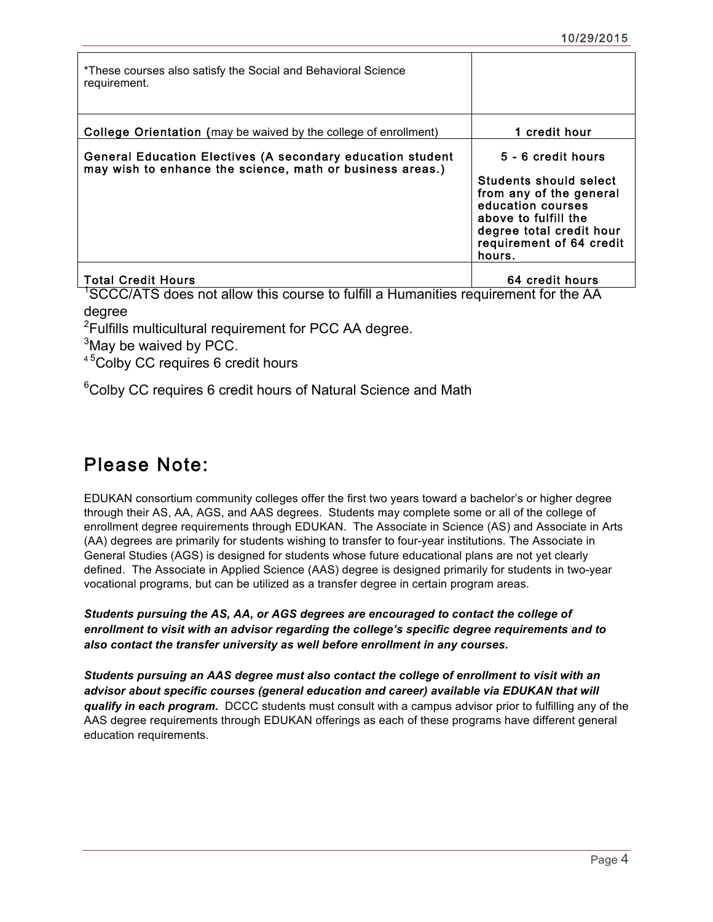| | |
|---|---|
| *These courses also satisfy the Social and Behavioral Science requirement. | |
| **College Orientation (**may be waived by the college of enrollment) | **1 credit hour** |
| **General Education Electives (A secondary education student may wish to enhance the science, math or business areas.)** | **5 - 6 credit hours**<br><br>**Students should select from any of the general education courses above to fulfill the degree total credit hour requirement of 64 credit hours.** |
| **Total Credit Hours** | **64 credit hours** |

[1]SCCC/ATS does not allow this course to fulfill a Humanities requirement for the AA degree

[2]Fulfills multicultural requirement for PCC AA degree.

[3]May be waived by PCC.

[4] [5]Colby CC requires 6 credit hours

[6]Colby CC requires 6 credit hours of Natural Science and Math

# Please Note:

EDUKAN consortium community colleges offer the first two years toward a bachelor's or higher degree through their AS, AA, AGS, and AAS degrees. Students may complete some or all of the college of enrollment degree requirements through EDUKAN. The Associate in Science (AS) and Associate in Arts (AA) degrees are primarily for students wishing to transfer to four-year institutions. The Associate in General Studies (AGS) is designed for students whose future educational plans are not yet clearly defined. The Associate in Applied Science (AAS) degree is designed primarily for students in two-year vocational programs, but can be utilized as a transfer degree in certain program areas.

***Students pursuing the AS, AA, or AGS degrees are encouraged to contact the college of enrollment to visit with an advisor regarding the college's specific degree requirements and to also contact the transfer university as well before enrollment in any courses.***

***Students pursuing an AAS degree must also contact the college of enrollment to visit with an advisor about specific courses (general education and career) available via EDUKAN that will qualify in each program.*** DCCC students must consult with a campus advisor prior to fulfilling any of the AAS degree requirements through EDUKAN offerings as each of these programs have different general education requirements.